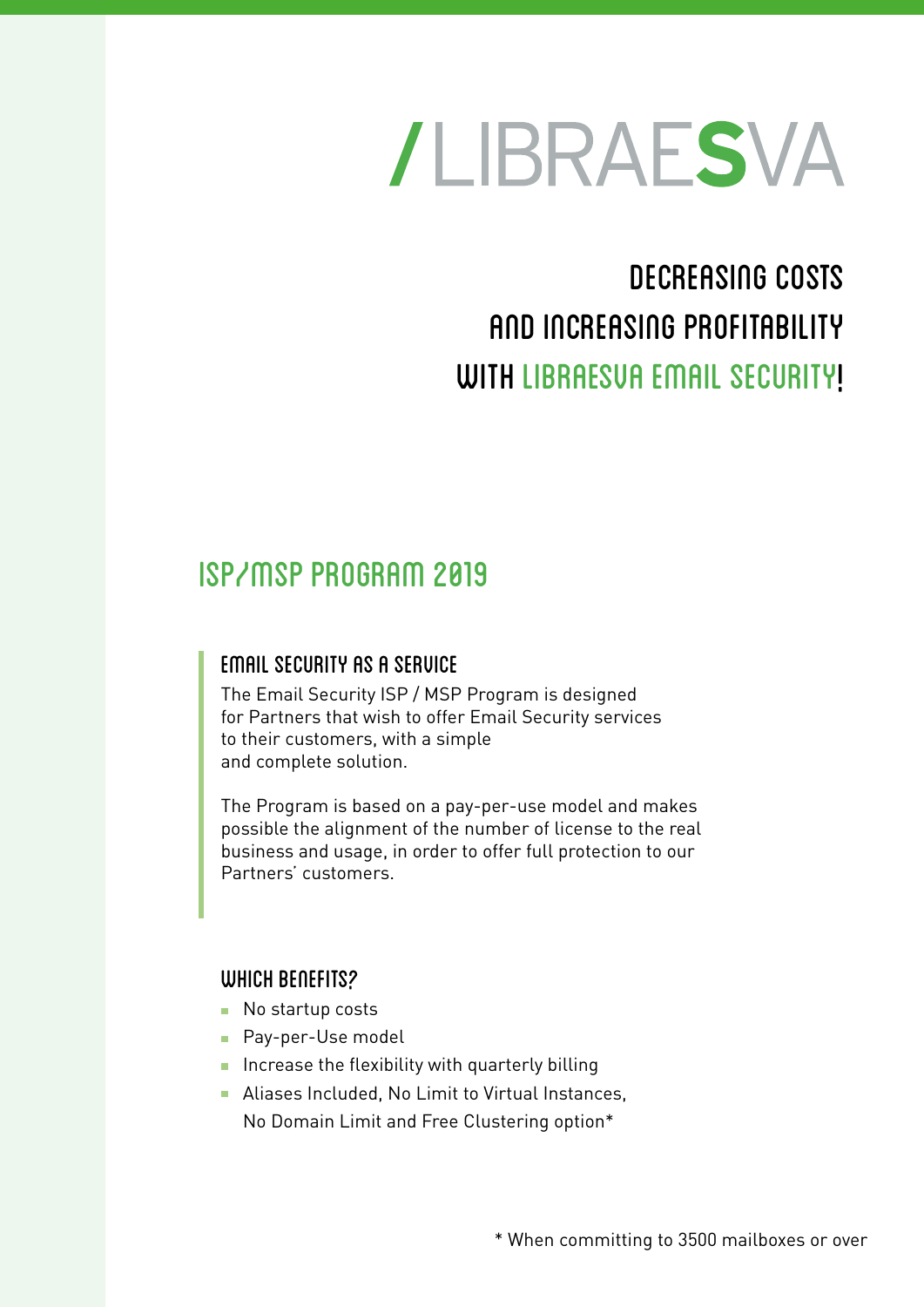# /LIBRAESVA

## DECREASING COSTS AND INCREASING PROFITABILITY WITH LIBRAESVA EMAIL SECURITY!

## ISP/MSP PROGRAM 2019

### EMAIL SECURITY AS A SERVICE

The Email Security ISP / MSP Program is designed for Partners that wish to offer Email Security services to their customers, with a simple and complete solution.

The Program is based on a pay-per-use model and makes possible the alignment of the number of license to the real business and usage, in order to offer full protection to our Partners' customers.

### WHICH BENEFITS?

- No startup costs
- Pay-per-Use model
- Increase the flexibility with quarterly billing
- Aliases Included, No Limit to Virtual Instances, No Domain Limit and Free Clustering option*

\* When committing to 3500 mailboxes or over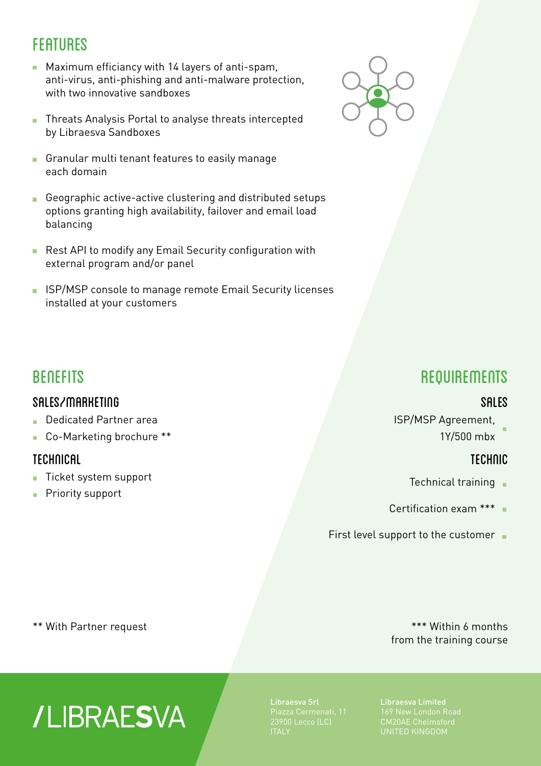## FEATURES

- Maximum efficiancy with 14 layers of anti-spam, anti-virus, anti-phishing and anti-malware protection, with two innovative sandboxes
- Threats Analysis Portal to analyse threats intercepted by Libraesva Sandboxes
- Granular multi tenant features to easily manage each domain
- Geographic active-active clustering and distributed setups options granting high availability, failover and email load balancing
- Rest API to modify any Email Security configuration with external program and/or panel
- ISP/MSP console to manage remote Email Security licenses installed at your customers

## BENEFITS

### SALES/MARKETING

- Dedicated Partner area
- Co-Marketing brochure **

### TECHNICAL

- Ticket system support
- Priority support

## REQUIREMENTS

### SALES

- ISP/MSP Agreement, 1Y/500 mbx

### TECHNIC

- Technical training
- Certification exam ***
- First level support to the customer

** With Partner request

*** Within 6 months from the training course

/LIBRAESVA

**Libraesva Srl**
Piazza Cermenati, 11
23900 Lecco (LC)
ITALY

**Libraesva Limited**
169 New London Road
CM20AE Chelmsford
UNITED KINGDOM